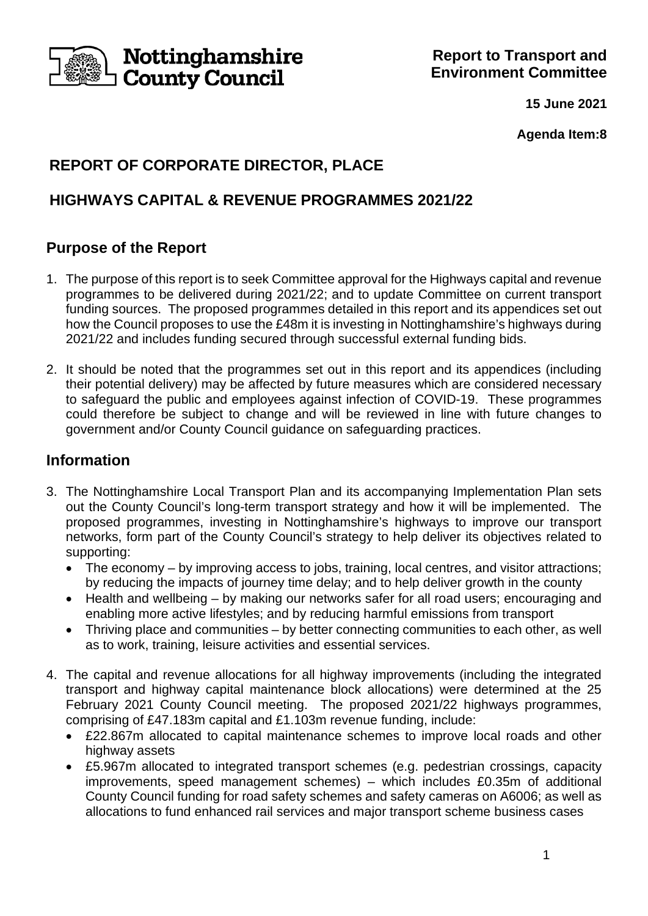Nottinghamshire County Council

**Report to Transport and Environment Committee**

**15 June 2021**

**Agenda Item:8**

# REPORT OF CORPORATE DIRECTOR, PLACE

# HIGHWAYS CAPITAL & REVENUE PROGRAMMES 2021/22

## Purpose of the Report

1. The purpose of this report is to seek Committee approval for the Highways capital and revenue programmes to be delivered during 2021/22; and to update Committee on current transport funding sources. The proposed programmes detailed in this report and its appendices set out how the Council proposes to use the £48m it is investing in Nottinghamshire's highways during 2021/22 and includes funding secured through successful external funding bids.

2. It should be noted that the programmes set out in this report and its appendices (including their potential delivery) may be affected by future measures which are considered necessary to safeguard the public and employees against infection of COVID-19. These programmes could therefore be subject to change and will be reviewed in line with future changes to government and/or County Council guidance on safeguarding practices.

## Information

3. The Nottinghamshire Local Transport Plan and its accompanying Implementation Plan sets out the County Council's long-term transport strategy and how it will be implemented. The proposed programmes, investing in Nottinghamshire's highways to improve our transport networks, form part of the County Council's strategy to help deliver its objectives related to supporting:
   - The economy – by improving access to jobs, training, local centres, and visitor attractions; by reducing the impacts of journey time delay; and to help deliver growth in the county
   - Health and wellbeing – by making our networks safer for all road users; encouraging and enabling more active lifestyles; and by reducing harmful emissions from transport
   - Thriving place and communities – by better connecting communities to each other, as well as to work, training, leisure activities and essential services.

4. The capital and revenue allocations for all highway improvements (including the integrated transport and highway capital maintenance block allocations) were determined at the 25 February 2021 County Council meeting. The proposed 2021/22 highways programmes, comprising of £47.183m capital and £1.103m revenue funding, include:
   - £22.867m allocated to capital maintenance schemes to improve local roads and other highway assets
   - £5.967m allocated to integrated transport schemes (e.g. pedestrian crossings, capacity improvements, speed management schemes) – which includes £0.35m of additional County Council funding for road safety schemes and safety cameras on A6006; as well as allocations to fund enhanced rail services and major transport scheme business cases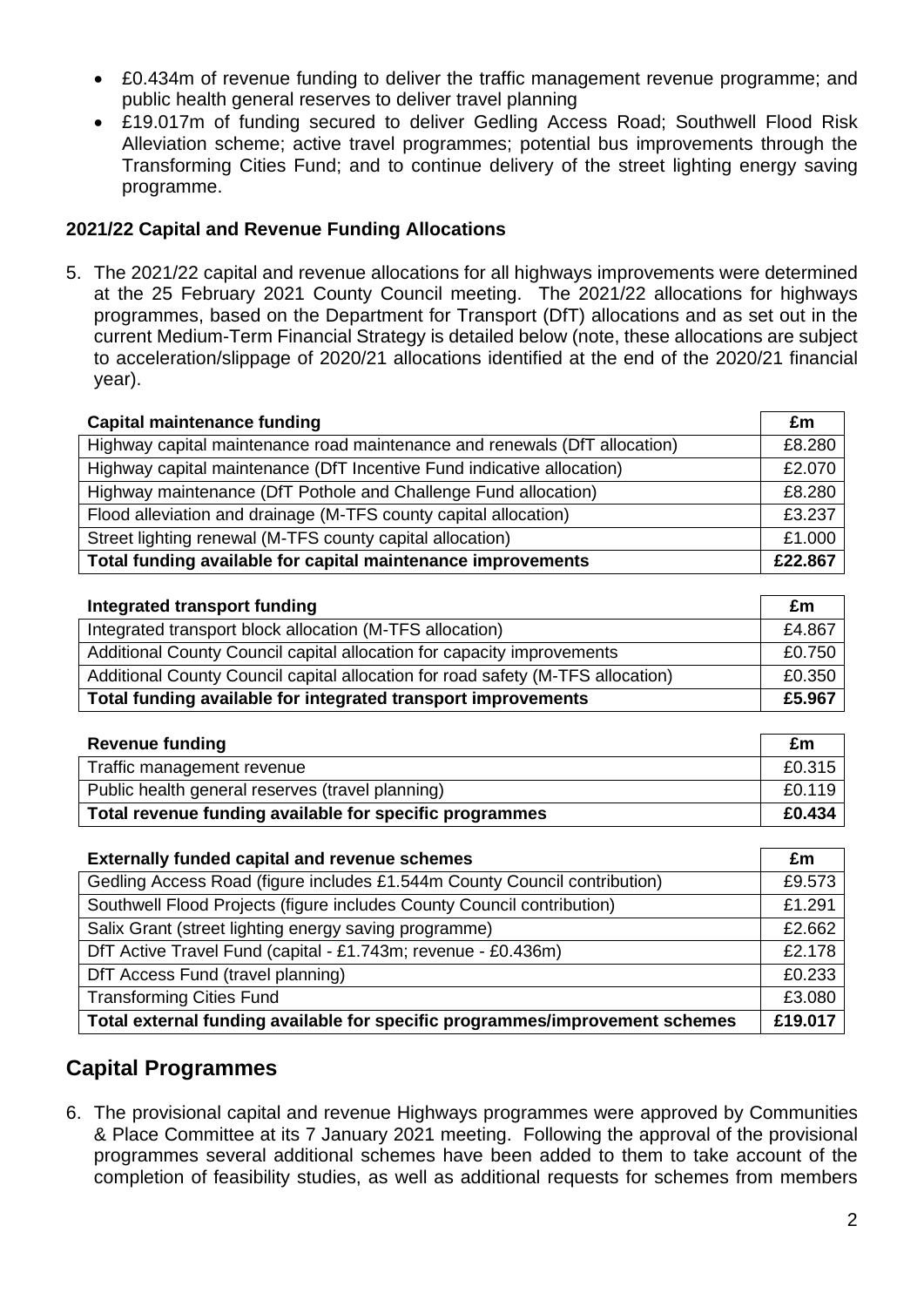- £0.434m of revenue funding to deliver the traffic management revenue programme; and public health general reserves to deliver travel planning
- £19.017m of funding secured to deliver Gedling Access Road; Southwell Flood Risk Alleviation scheme; active travel programmes; potential bus improvements through the Transforming Cities Fund; and to continue delivery of the street lighting energy saving programme.

**2021/22 Capital and Revenue Funding Allocations**

5. The 2021/22 capital and revenue allocations for all highways improvements were determined at the 25 February 2021 County Council meeting. The 2021/22 allocations for highways programmes, based on the Department for Transport (DfT) allocations and as set out in the current Medium-Term Financial Strategy is detailed below (note, these allocations are subject to acceleration/slippage of 2020/21 allocations identified at the end of the 2020/21 financial year).

| Capital maintenance funding | £m |
|---|---|
| Highway capital maintenance road maintenance and renewals (DfT allocation) | £8.280 |
| Highway capital maintenance (DfT Incentive Fund indicative allocation) | £2.070 |
| Highway maintenance (DfT Pothole and Challenge Fund allocation) | £8.280 |
| Flood alleviation and drainage (M-TFS county capital allocation) | £3.237 |
| Street lighting renewal (M-TFS county capital allocation) | £1.000 |
| **Total funding available for capital maintenance improvements** | **£22.867** |

| Integrated transport funding | £m |
|---|---|
| Integrated transport block allocation (M-TFS allocation) | £4.867 |
| Additional County Council capital allocation for capacity improvements | £0.750 |
| Additional County Council capital allocation for road safety (M-TFS allocation) | £0.350 |
| **Total funding available for integrated transport improvements** | **£5.967** |

| Revenue funding | £m |
|---|---|
| Traffic management revenue | £0.315 |
| Public health general reserves (travel planning) | £0.119 |
| **Total revenue funding available for specific programmes** | **£0.434** |

| Externally funded capital and revenue schemes | £m |
|---|---|
| Gedling Access Road (figure includes £1.544m County Council contribution) | £9.573 |
| Southwell Flood Projects (figure includes County Council contribution) | £1.291 |
| Salix Grant (street lighting energy saving programme) | £2.662 |
| DfT Active Travel Fund (capital - £1.743m; revenue - £0.436m) | £2.178 |
| DfT Access Fund (travel planning) | £0.233 |
| Transforming Cities Fund | £3.080 |
| **Total external funding available for specific programmes/improvement schemes** | **£19.017** |

## Capital Programmes

6. The provisional capital and revenue Highways programmes were approved by Communities & Place Committee at its 7 January 2021 meeting. Following the approval of the provisional programmes several additional schemes have been added to them to take account of the completion of feasibility studies, as well as additional requests for schemes from members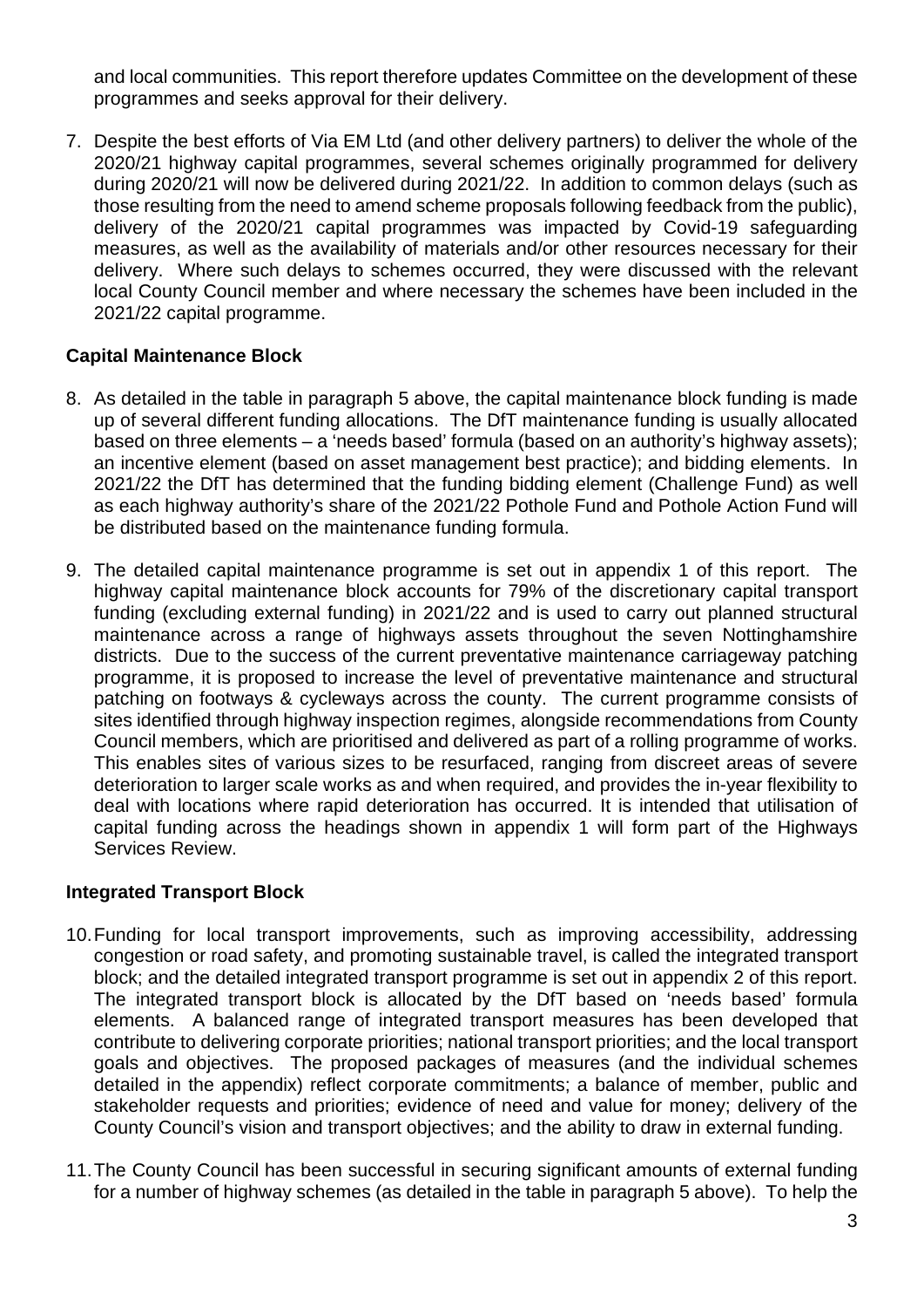and local communities. This report therefore updates Committee on the development of these programmes and seeks approval for their delivery.

7. Despite the best efforts of Via EM Ltd (and other delivery partners) to deliver the whole of the 2020/21 highway capital programmes, several schemes originally programmed for delivery during 2020/21 will now be delivered during 2021/22. In addition to common delays (such as those resulting from the need to amend scheme proposals following feedback from the public), delivery of the 2020/21 capital programmes was impacted by Covid-19 safeguarding measures, as well as the availability of materials and/or other resources necessary for their delivery. Where such delays to schemes occurred, they were discussed with the relevant local County Council member and where necessary the schemes have been included in the 2021/22 capital programme.

**Capital Maintenance Block**

8. As detailed in the table in paragraph 5 above, the capital maintenance block funding is made up of several different funding allocations. The DfT maintenance funding is usually allocated based on three elements – a 'needs based' formula (based on an authority's highway assets); an incentive element (based on asset management best practice); and bidding elements. In 2021/22 the DfT has determined that the funding bidding element (Challenge Fund) as well as each highway authority's share of the 2021/22 Pothole Fund and Pothole Action Fund will be distributed based on the maintenance funding formula.

9. The detailed capital maintenance programme is set out in appendix 1 of this report. The highway capital maintenance block accounts for 79% of the discretionary capital transport funding (excluding external funding) in 2021/22 and is used to carry out planned structural maintenance across a range of highways assets throughout the seven Nottinghamshire districts. Due to the success of the current preventative maintenance carriageway patching programme, it is proposed to increase the level of preventative maintenance and structural patching on footways & cycleways across the county. The current programme consists of sites identified through highway inspection regimes, alongside recommendations from County Council members, which are prioritised and delivered as part of a rolling programme of works. This enables sites of various sizes to be resurfaced, ranging from discreet areas of severe deterioration to larger scale works as and when required, and provides the in-year flexibility to deal with locations where rapid deterioration has occurred. It is intended that utilisation of capital funding across the headings shown in appendix 1 will form part of the Highways Services Review.

**Integrated Transport Block**

10. Funding for local transport improvements, such as improving accessibility, addressing congestion or road safety, and promoting sustainable travel, is called the integrated transport block; and the detailed integrated transport programme is set out in appendix 2 of this report. The integrated transport block is allocated by the DfT based on 'needs based' formula elements. A balanced range of integrated transport measures has been developed that contribute to delivering corporate priorities; national transport priorities; and the local transport goals and objectives. The proposed packages of measures (and the individual schemes detailed in the appendix) reflect corporate commitments; a balance of member, public and stakeholder requests and priorities; evidence of need and value for money; delivery of the County Council's vision and transport objectives; and the ability to draw in external funding.

11. The County Council has been successful in securing significant amounts of external funding for a number of highway schemes (as detailed in the table in paragraph 5 above). To help the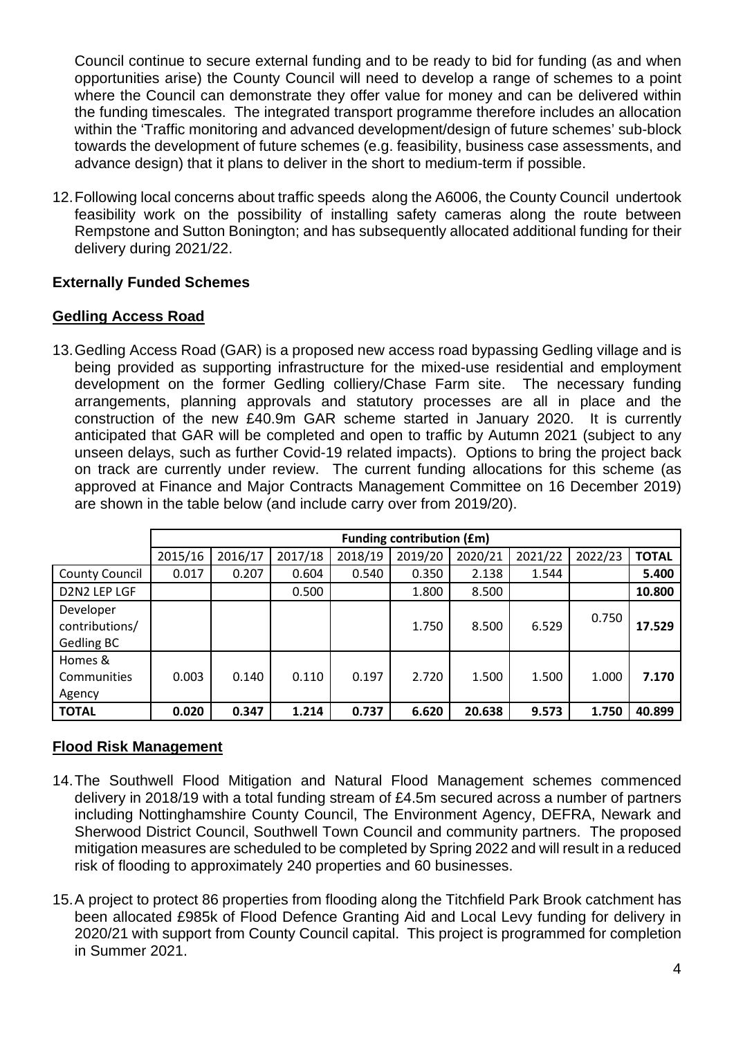Council continue to secure external funding and to be ready to bid for funding (as and when opportunities arise) the County Council will need to develop a range of schemes to a point where the Council can demonstrate they offer value for money and can be delivered within the funding timescales. The integrated transport programme therefore includes an allocation within the 'Traffic monitoring and advanced development/design of future schemes' sub-block towards the development of future schemes (e.g. feasibility, business case assessments, and advance design) that it plans to deliver in the short to medium-term if possible.

12. Following local concerns about traffic speeds along the A6006, the County Council undertook feasibility work on the possibility of installing safety cameras along the route between Rempstone and Sutton Bonington; and has subsequently allocated additional funding for their delivery during 2021/22.

### Externally Funded Schemes

### Gedling Access Road

13. Gedling Access Road (GAR) is a proposed new access road bypassing Gedling village and is being provided as supporting infrastructure for the mixed-use residential and employment development on the former Gedling colliery/Chase Farm site. The necessary funding arrangements, planning approvals and statutory processes are all in place and the construction of the new £40.9m GAR scheme started in January 2020. It is currently anticipated that GAR will be completed and open to traffic by Autumn 2021 (subject to any unseen delays, such as further Covid-19 related impacts). Options to bring the project back on track are currently under review. The current funding allocations for this scheme (as approved at Finance and Major Contracts Management Committee on 16 December 2019) are shown in the table below (and include carry over from 2019/20).

| | **Funding contribution (£m)** | | | | | | | | |
|---|---|---|---|---|---|---|---|---|---|
| | 2015/16 | 2016/17 | 2017/18 | 2018/19 | 2019/20 | 2020/21 | 2021/22 | 2022/23 | **TOTAL** |
| County Council | 0.017 | 0.207 | 0.604 | 0.540 | 0.350 | 2.138 | 1.544 | | **5.400** |
| D2N2 LEP LGF | | | 0.500 | | 1.800 | 8.500 | | | **10.800** |
| Developer contributions/ Gedling BC | | | | | 1.750 | 8.500 | 6.529 | 0.750 | **17.529** |
| Homes & Communities Agency | 0.003 | 0.140 | 0.110 | 0.197 | 2.720 | 1.500 | 1.500 | 1.000 | **7.170** |
| **TOTAL** | **0.020** | **0.347** | **1.214** | **0.737** | **6.620** | **20.638** | **9.573** | **1.750** | **40.899** |

### Flood Risk Management

14. The Southwell Flood Mitigation and Natural Flood Management schemes commenced delivery in 2018/19 with a total funding stream of £4.5m secured across a number of partners including Nottinghamshire County Council, The Environment Agency, DEFRA, Newark and Sherwood District Council, Southwell Town Council and community partners. The proposed mitigation measures are scheduled to be completed by Spring 2022 and will result in a reduced risk of flooding to approximately 240 properties and 60 businesses.

15. A project to protect 86 properties from flooding along the Titchfield Park Brook catchment has been allocated £985k of Flood Defence Granting Aid and Local Levy funding for delivery in 2020/21 with support from County Council capital. This project is programmed for completion in Summer 2021.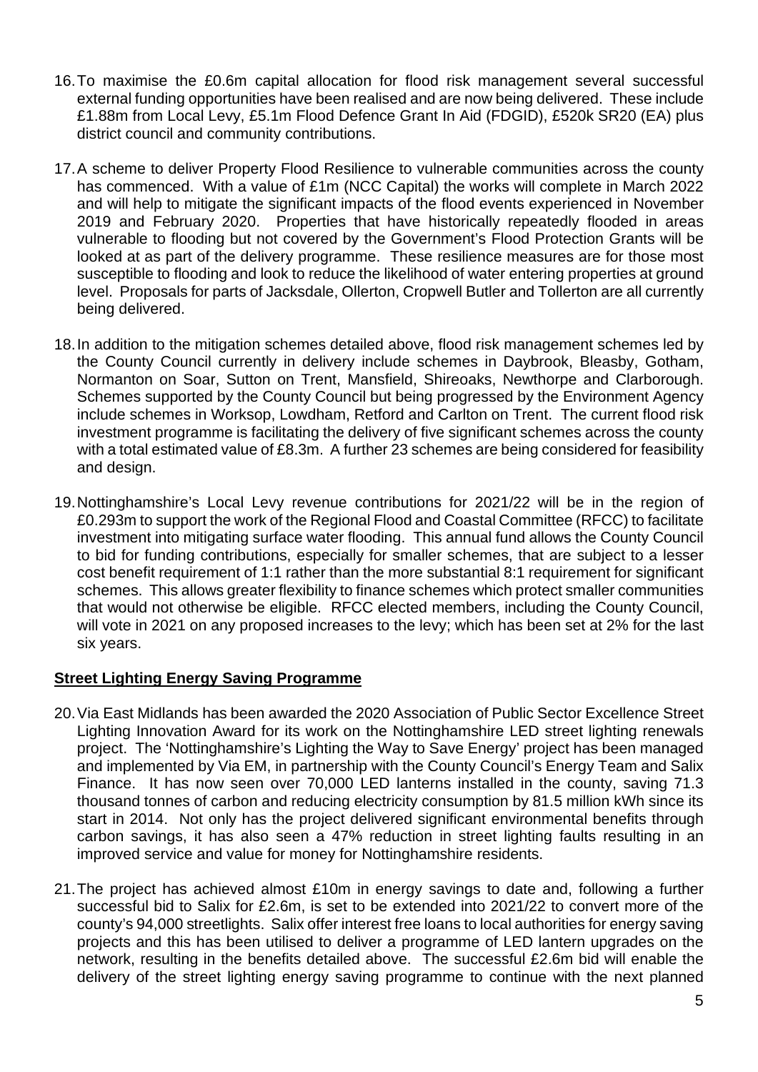16. To maximise the £0.6m capital allocation for flood risk management several successful external funding opportunities have been realised and are now being delivered. These include £1.88m from Local Levy, £5.1m Flood Defence Grant In Aid (FDGID), £520k SR20 (EA) plus district council and community contributions.

17. A scheme to deliver Property Flood Resilience to vulnerable communities across the county has commenced. With a value of £1m (NCC Capital) the works will complete in March 2022 and will help to mitigate the significant impacts of the flood events experienced in November 2019 and February 2020. Properties that have historically repeatedly flooded in areas vulnerable to flooding but not covered by the Government's Flood Protection Grants will be looked at as part of the delivery programme. These resilience measures are for those most susceptible to flooding and look to reduce the likelihood of water entering properties at ground level. Proposals for parts of Jacksdale, Ollerton, Cropwell Butler and Tollerton are all currently being delivered.

18. In addition to the mitigation schemes detailed above, flood risk management schemes led by the County Council currently in delivery include schemes in Daybrook, Bleasby, Gotham, Normanton on Soar, Sutton on Trent, Mansfield, Shireoaks, Newthorpe and Clarborough. Schemes supported by the County Council but being progressed by the Environment Agency include schemes in Worksop, Lowdham, Retford and Carlton on Trent. The current flood risk investment programme is facilitating the delivery of five significant schemes across the county with a total estimated value of £8.3m. A further 23 schemes are being considered for feasibility and design.

19. Nottinghamshire's Local Levy revenue contributions for 2021/22 will be in the region of £0.293m to support the work of the Regional Flood and Coastal Committee (RFCC) to facilitate investment into mitigating surface water flooding. This annual fund allows the County Council to bid for funding contributions, especially for smaller schemes, that are subject to a lesser cost benefit requirement of 1:1 rather than the more substantial 8:1 requirement for significant schemes. This allows greater flexibility to finance schemes which protect smaller communities that would not otherwise be eligible. RFCC elected members, including the County Council, will vote in 2021 on any proposed increases to the levy; which has been set at 2% for the last six years.

**Street Lighting Energy Saving Programme**

20. Via East Midlands has been awarded the 2020 Association of Public Sector Excellence Street Lighting Innovation Award for its work on the Nottinghamshire LED street lighting renewals project. The 'Nottinghamshire's Lighting the Way to Save Energy' project has been managed and implemented by Via EM, in partnership with the County Council's Energy Team and Salix Finance. It has now seen over 70,000 LED lanterns installed in the county, saving 71.3 thousand tonnes of carbon and reducing electricity consumption by 81.5 million kWh since its start in 2014. Not only has the project delivered significant environmental benefits through carbon savings, it has also seen a 47% reduction in street lighting faults resulting in an improved service and value for money for Nottinghamshire residents.

21. The project has achieved almost £10m in energy savings to date and, following a further successful bid to Salix for £2.6m, is set to be extended into 2021/22 to convert more of the county's 94,000 streetlights. Salix offer interest free loans to local authorities for energy saving projects and this has been utilised to deliver a programme of LED lantern upgrades on the network, resulting in the benefits detailed above. The successful £2.6m bid will enable the delivery of the street lighting energy saving programme to continue with the next planned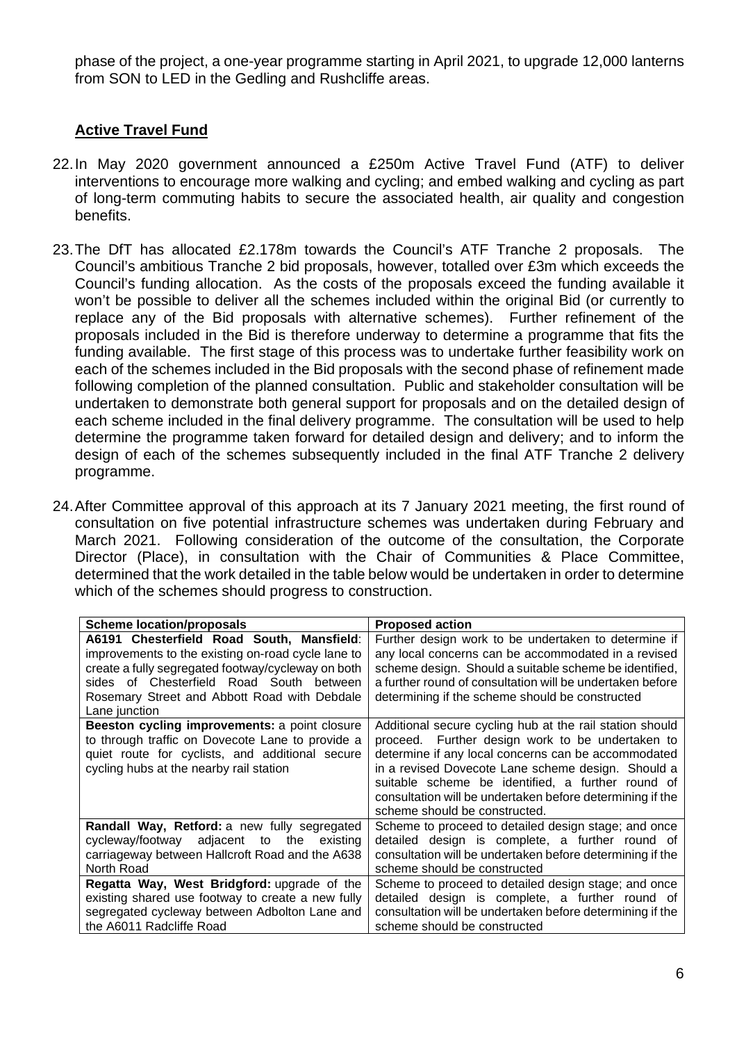phase of the project, a one-year programme starting in April 2021, to upgrade 12,000 lanterns from SON to LED in the Gedling and Rushcliffe areas.

## Active Travel Fund

22. In May 2020 government announced a £250m Active Travel Fund (ATF) to deliver interventions to encourage more walking and cycling; and embed walking and cycling as part of long-term commuting habits to secure the associated health, air quality and congestion benefits.

23. The DfT has allocated £2.178m towards the Council's ATF Tranche 2 proposals. The Council's ambitious Tranche 2 bid proposals, however, totalled over £3m which exceeds the Council's funding allocation. As the costs of the proposals exceed the funding available it won't be possible to deliver all the schemes included within the original Bid (or currently to replace any of the Bid proposals with alternative schemes). Further refinement of the proposals included in the Bid is therefore underway to determine a programme that fits the funding available. The first stage of this process was to undertake further feasibility work on each of the schemes included in the Bid proposals with the second phase of refinement made following completion of the planned consultation. Public and stakeholder consultation will be undertaken to demonstrate both general support for proposals and on the detailed design of each scheme included in the final delivery programme. The consultation will be used to help determine the programme taken forward for detailed design and delivery; and to inform the design of each of the schemes subsequently included in the final ATF Tranche 2 delivery programme.

24. After Committee approval of this approach at its 7 January 2021 meeting, the first round of consultation on five potential infrastructure schemes was undertaken during February and March 2021. Following consideration of the outcome of the consultation, the Corporate Director (Place), in consultation with the Chair of Communities & Place Committee, determined that the work detailed in the table below would be undertaken in order to determine which of the schemes should progress to construction.

| Scheme location/proposals | Proposed action |
| --- | --- |
| **A6191 Chesterfield Road South, Mansfield**: improvements to the existing on-road cycle lane to create a fully segregated footway/cycleway on both sides of Chesterfield Road South between Rosemary Street and Abbott Road with Debdale Lane junction | Further design work to be undertaken to determine if any local concerns can be accommodated in a revised scheme design. Should a suitable scheme be identified, a further round of consultation will be undertaken before determining if the scheme should be constructed |
| **Beeston cycling improvements:** a point closure to through traffic on Dovecote Lane to provide a quiet route for cyclists, and additional secure cycling hubs at the nearby rail station | Additional secure cycling hub at the rail station should proceed. Further design work to be undertaken to determine if any local concerns can be accommodated in a revised Dovecote Lane scheme design. Should a suitable scheme be identified, a further round of consultation will be undertaken before determining if the scheme should be constructed. |
| **Randall Way, Retford:** a new fully segregated cycleway/footway adjacent to the existing carriageway between Hallcroft Road and the A638 North Road | Scheme to proceed to detailed design stage; and once detailed design is complete, a further round of consultation will be undertaken before determining if the scheme should be constructed |
| **Regatta Way, West Bridgford:** upgrade of the existing shared use footway to create a new fully segregated cycleway between Adbolton Lane and the A6011 Radcliffe Road | Scheme to proceed to detailed design stage; and once detailed design is complete, a further round of consultation will be undertaken before determining if the scheme should be constructed |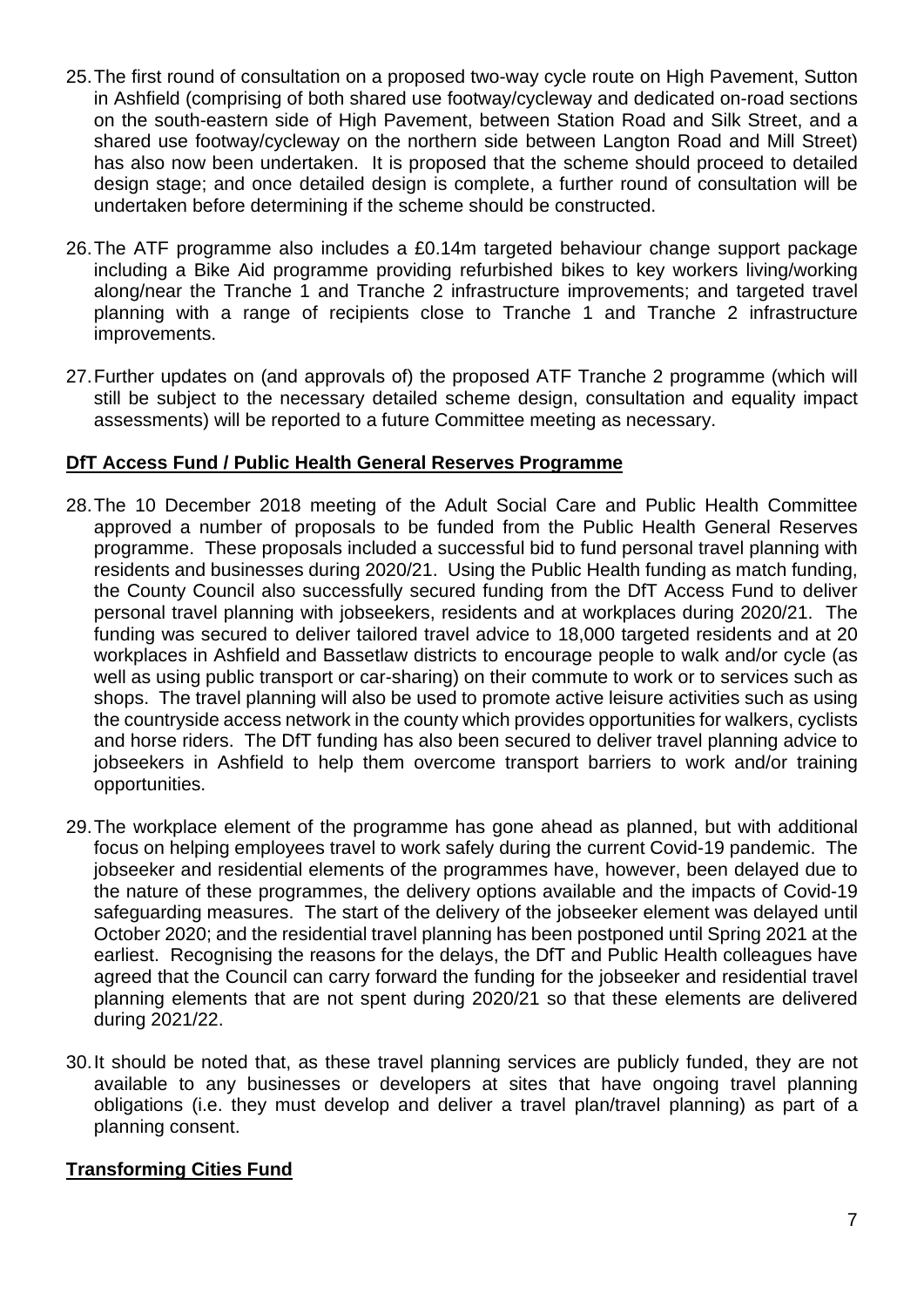25. The first round of consultation on a proposed two-way cycle route on High Pavement, Sutton in Ashfield (comprising of both shared use footway/cycleway and dedicated on-road sections on the south-eastern side of High Pavement, between Station Road and Silk Street, and a shared use footway/cycleway on the northern side between Langton Road and Mill Street) has also now been undertaken. It is proposed that the scheme should proceed to detailed design stage; and once detailed design is complete, a further round of consultation will be undertaken before determining if the scheme should be constructed.

26. The ATF programme also includes a £0.14m targeted behaviour change support package including a Bike Aid programme providing refurbished bikes to key workers living/working along/near the Tranche 1 and Tranche 2 infrastructure improvements; and targeted travel planning with a range of recipients close to Tranche 1 and Tranche 2 infrastructure improvements.

27. Further updates on (and approvals of) the proposed ATF Tranche 2 programme (which will still be subject to the necessary detailed scheme design, consultation and equality impact assessments) will be reported to a future Committee meeting as necessary.

## DfT Access Fund / Public Health General Reserves Programme

28. The 10 December 2018 meeting of the Adult Social Care and Public Health Committee approved a number of proposals to be funded from the Public Health General Reserves programme. These proposals included a successful bid to fund personal travel planning with residents and businesses during 2020/21. Using the Public Health funding as match funding, the County Council also successfully secured funding from the DfT Access Fund to deliver personal travel planning with jobseekers, residents and at workplaces during 2020/21. The funding was secured to deliver tailored travel advice to 18,000 targeted residents and at 20 workplaces in Ashfield and Bassetlaw districts to encourage people to walk and/or cycle (as well as using public transport or car-sharing) on their commute to work or to services such as shops. The travel planning will also be used to promote active leisure activities such as using the countryside access network in the county which provides opportunities for walkers, cyclists and horse riders. The DfT funding has also been secured to deliver travel planning advice to jobseekers in Ashfield to help them overcome transport barriers to work and/or training opportunities.

29. The workplace element of the programme has gone ahead as planned, but with additional focus on helping employees travel to work safely during the current Covid-19 pandemic. The jobseeker and residential elements of the programmes have, however, been delayed due to the nature of these programmes, the delivery options available and the impacts of Covid-19 safeguarding measures. The start of the delivery of the jobseeker element was delayed until October 2020; and the residential travel planning has been postponed until Spring 2021 at the earliest. Recognising the reasons for the delays, the DfT and Public Health colleagues have agreed that the Council can carry forward the funding for the jobseeker and residential travel planning elements that are not spent during 2020/21 so that these elements are delivered during 2021/22.

30. It should be noted that, as these travel planning services are publicly funded, they are not available to any businesses or developers at sites that have ongoing travel planning obligations (i.e. they must develop and deliver a travel plan/travel planning) as part of a planning consent.

## Transforming Cities Fund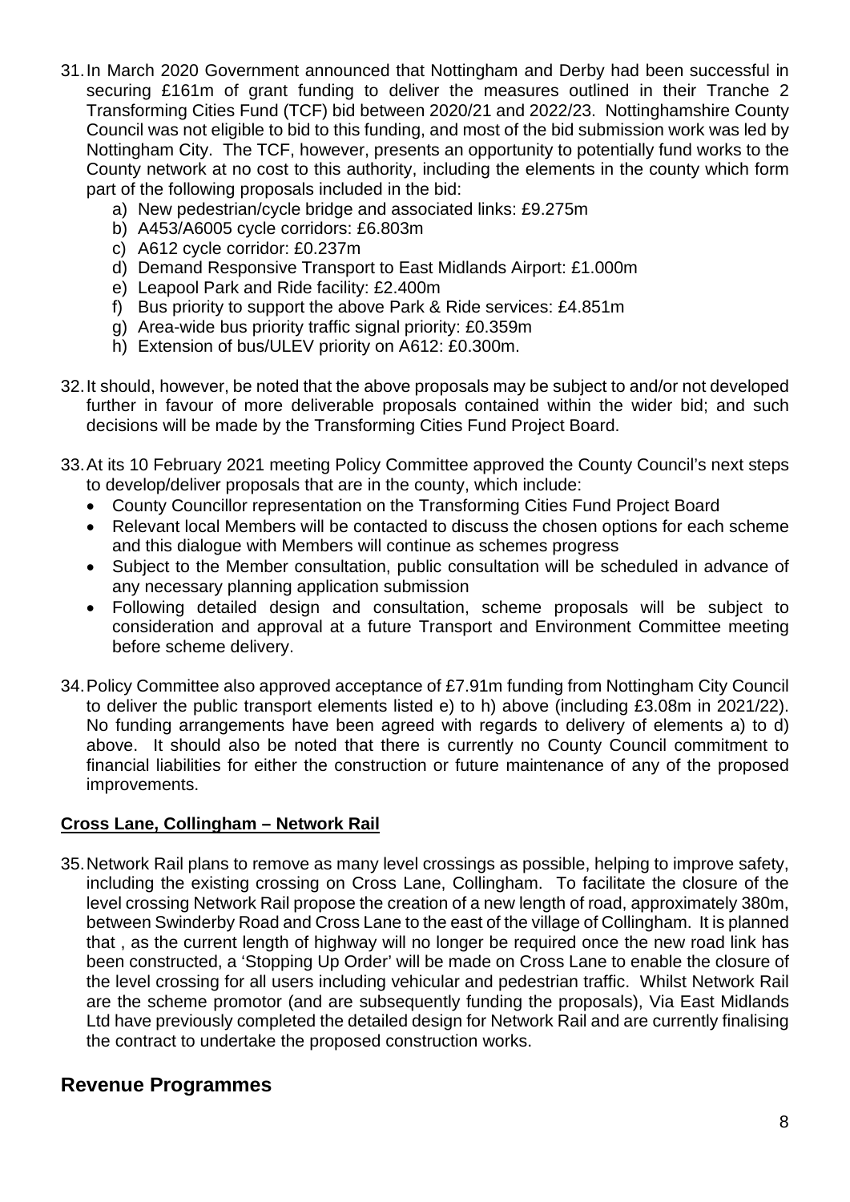31. In March 2020 Government announced that Nottingham and Derby had been successful in securing £161m of grant funding to deliver the measures outlined in their Tranche 2 Transforming Cities Fund (TCF) bid between 2020/21 and 2022/23. Nottinghamshire County Council was not eligible to bid to this funding, and most of the bid submission work was led by Nottingham City. The TCF, however, presents an opportunity to potentially fund works to the County network at no cost to this authority, including the elements in the county which form part of the following proposals included in the bid:
    a) New pedestrian/cycle bridge and associated links: £9.275m
    b) A453/A6005 cycle corridors: £6.803m
    c) A612 cycle corridor: £0.237m
    d) Demand Responsive Transport to East Midlands Airport: £1.000m
    e) Leapool Park and Ride facility: £2.400m
    f) Bus priority to support the above Park & Ride services: £4.851m
    g) Area-wide bus priority traffic signal priority: £0.359m
    h) Extension of bus/ULEV priority on A612: £0.300m.

32. It should, however, be noted that the above proposals may be subject to and/or not developed further in favour of more deliverable proposals contained within the wider bid; and such decisions will be made by the Transforming Cities Fund Project Board.

33. At its 10 February 2021 meeting Policy Committee approved the County Council's next steps to develop/deliver proposals that are in the county, which include:
    - County Councillor representation on the Transforming Cities Fund Project Board
    - Relevant local Members will be contacted to discuss the chosen options for each scheme and this dialogue with Members will continue as schemes progress
    - Subject to the Member consultation, public consultation will be scheduled in advance of any necessary planning application submission
    - Following detailed design and consultation, scheme proposals will be subject to consideration and approval at a future Transport and Environment Committee meeting before scheme delivery.

34. Policy Committee also approved acceptance of £7.91m funding from Nottingham City Council to deliver the public transport elements listed e) to h) above (including £3.08m in 2021/22). No funding arrangements have been agreed with regards to delivery of elements a) to d) above. It should also be noted that there is currently no County Council commitment to financial liabilities for either the construction or future maintenance of any of the proposed improvements.

**Cross Lane, Collingham – Network Rail**

35. Network Rail plans to remove as many level crossings as possible, helping to improve safety, including the existing crossing on Cross Lane, Collingham. To facilitate the closure of the level crossing Network Rail propose the creation of a new length of road, approximately 380m, between Swinderby Road and Cross Lane to the east of the village of Collingham. It is planned that , as the current length of highway will no longer be required once the new road link has been constructed, a 'Stopping Up Order' will be made on Cross Lane to enable the closure of the level crossing for all users including vehicular and pedestrian traffic. Whilst Network Rail are the scheme promotor (and are subsequently funding the proposals), Via East Midlands Ltd have previously completed the detailed design for Network Rail and are currently finalising the contract to undertake the proposed construction works.

## Revenue Programmes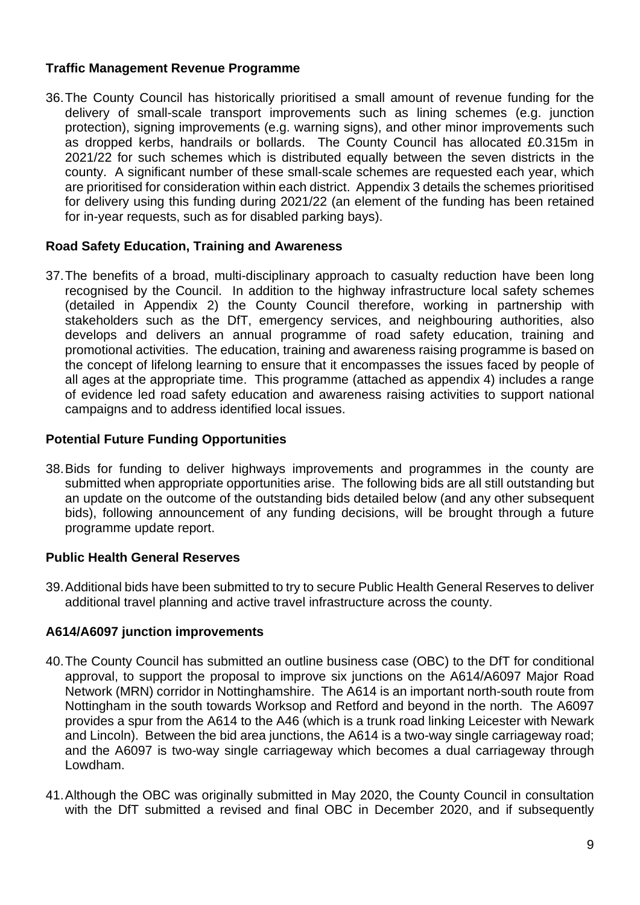**Traffic Management Revenue Programme**

36. The County Council has historically prioritised a small amount of revenue funding for the delivery of small-scale transport improvements such as lining schemes (e.g. junction protection), signing improvements (e.g. warning signs), and other minor improvements such as dropped kerbs, handrails or bollards. The County Council has allocated £0.315m in 2021/22 for such schemes which is distributed equally between the seven districts in the county. A significant number of these small-scale schemes are requested each year, which are prioritised for consideration within each district. Appendix 3 details the schemes prioritised for delivery using this funding during 2021/22 (an element of the funding has been retained for in-year requests, such as for disabled parking bays).

**Road Safety Education, Training and Awareness**

37. The benefits of a broad, multi-disciplinary approach to casualty reduction have been long recognised by the Council. In addition to the highway infrastructure local safety schemes (detailed in Appendix 2) the County Council therefore, working in partnership with stakeholders such as the DfT, emergency services, and neighbouring authorities, also develops and delivers an annual programme of road safety education, training and promotional activities. The education, training and awareness raising programme is based on the concept of lifelong learning to ensure that it encompasses the issues faced by people of all ages at the appropriate time. This programme (attached as appendix 4) includes a range of evidence led road safety education and awareness raising activities to support national campaigns and to address identified local issues.

**Potential Future Funding Opportunities**

38. Bids for funding to deliver highways improvements and programmes in the county are submitted when appropriate opportunities arise. The following bids are all still outstanding but an update on the outcome of the outstanding bids detailed below (and any other subsequent bids), following announcement of any funding decisions, will be brought through a future programme update report.

**Public Health General Reserves**

39. Additional bids have been submitted to try to secure Public Health General Reserves to deliver additional travel planning and active travel infrastructure across the county.

**A614/A6097 junction improvements**

40. The County Council has submitted an outline business case (OBC) to the DfT for conditional approval, to support the proposal to improve six junctions on the A614/A6097 Major Road Network (MRN) corridor in Nottinghamshire. The A614 is an important north-south route from Nottingham in the south towards Worksop and Retford and beyond in the north. The A6097 provides a spur from the A614 to the A46 (which is a trunk road linking Leicester with Newark and Lincoln). Between the bid area junctions, the A614 is a two-way single carriageway road; and the A6097 is two-way single carriageway which becomes a dual carriageway through Lowdham.

41. Although the OBC was originally submitted in May 2020, the County Council in consultation with the DfT submitted a revised and final OBC in December 2020, and if subsequently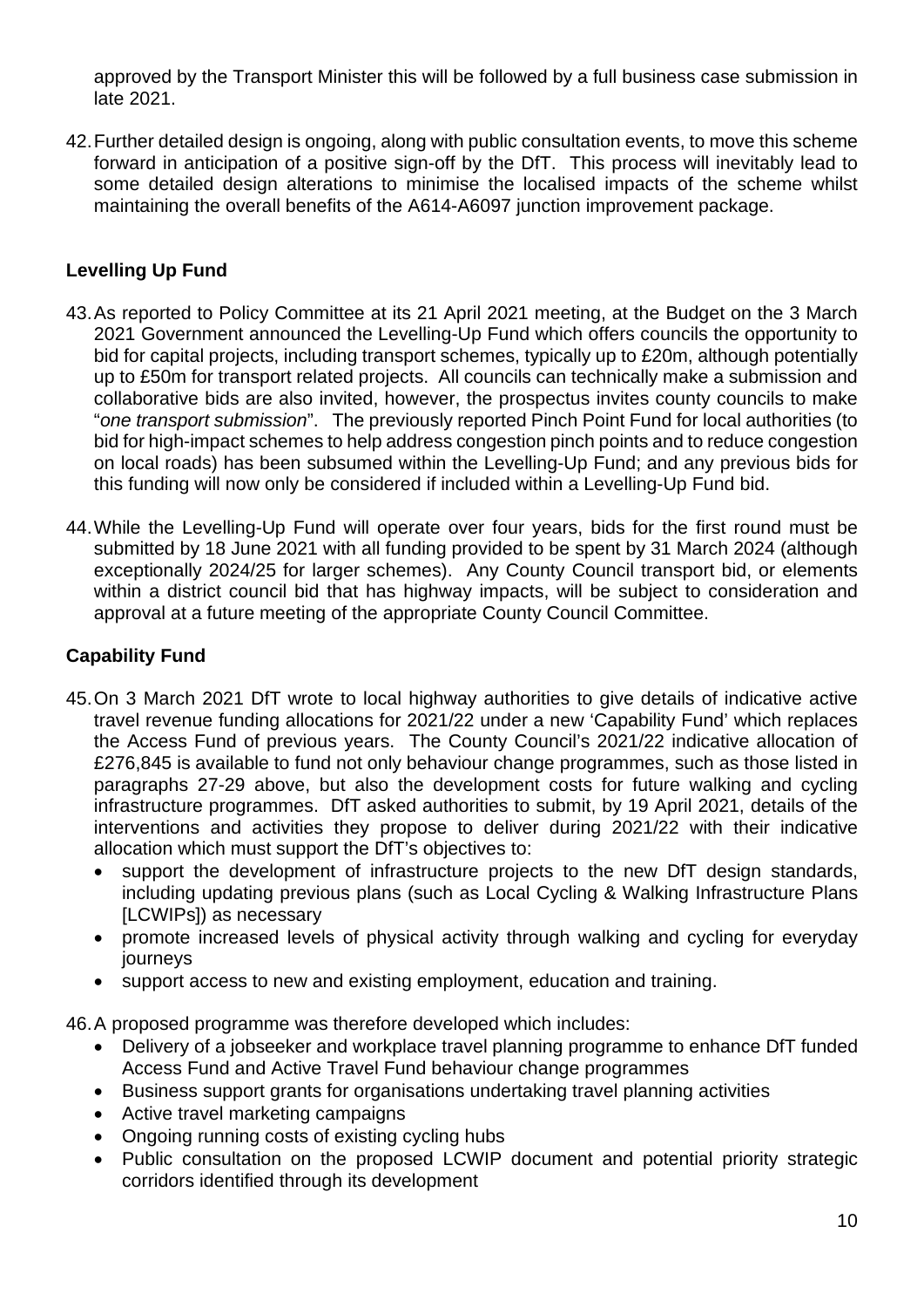approved by the Transport Minister this will be followed by a full business case submission in late 2021.

42. Further detailed design is ongoing, along with public consultation events, to move this scheme forward in anticipation of a positive sign-off by the DfT. This process will inevitably lead to some detailed design alterations to minimise the localised impacts of the scheme whilst maintaining the overall benefits of the A614-A6097 junction improvement package.

**Levelling Up Fund**

43. As reported to Policy Committee at its 21 April 2021 meeting, at the Budget on the 3 March 2021 Government announced the Levelling-Up Fund which offers councils the opportunity to bid for capital projects, including transport schemes, typically up to £20m, although potentially up to £50m for transport related projects. All councils can technically make a submission and collaborative bids are also invited, however, the prospectus invites county councils to make "*one transport submission*". The previously reported Pinch Point Fund for local authorities (to bid for high-impact schemes to help address congestion pinch points and to reduce congestion on local roads) has been subsumed within the Levelling-Up Fund; and any previous bids for this funding will now only be considered if included within a Levelling-Up Fund bid.

44. While the Levelling-Up Fund will operate over four years, bids for the first round must be submitted by 18 June 2021 with all funding provided to be spent by 31 March 2024 (although exceptionally 2024/25 for larger schemes). Any County Council transport bid, or elements within a district council bid that has highway impacts, will be subject to consideration and approval at a future meeting of the appropriate County Council Committee.

**Capability Fund**

45. On 3 March 2021 DfT wrote to local highway authorities to give details of indicative active travel revenue funding allocations for 2021/22 under a new 'Capability Fund' which replaces the Access Fund of previous years. The County Council's 2021/22 indicative allocation of £276,845 is available to fund not only behaviour change programmes, such as those listed in paragraphs 27-29 above, but also the development costs for future walking and cycling infrastructure programmes. DfT asked authorities to submit, by 19 April 2021, details of the interventions and activities they propose to deliver during 2021/22 with their indicative allocation which must support the DfT's objectives to:
    - support the development of infrastructure projects to the new DfT design standards, including updating previous plans (such as Local Cycling & Walking Infrastructure Plans [LCWIPs]) as necessary
    - promote increased levels of physical activity through walking and cycling for everyday journeys
    - support access to new and existing employment, education and training.

46. A proposed programme was therefore developed which includes:
    - Delivery of a jobseeker and workplace travel planning programme to enhance DfT funded Access Fund and Active Travel Fund behaviour change programmes
    - Business support grants for organisations undertaking travel planning activities
    - Active travel marketing campaigns
    - Ongoing running costs of existing cycling hubs
    - Public consultation on the proposed LCWIP document and potential priority strategic corridors identified through its development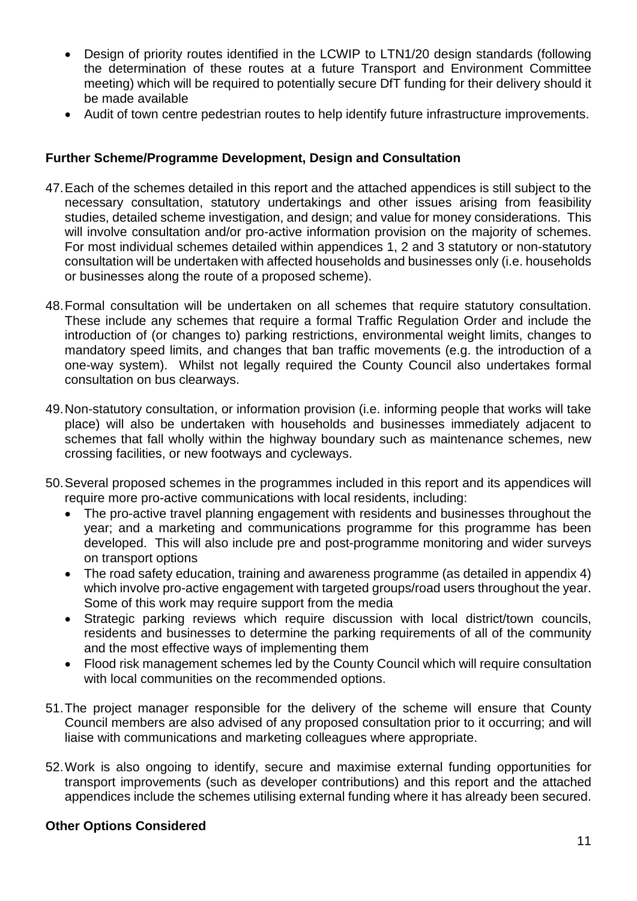- Design of priority routes identified in the LCWIP to LTN1/20 design standards (following the determination of these routes at a future Transport and Environment Committee meeting) which will be required to potentially secure DfT funding for their delivery should it be made available
- Audit of town centre pedestrian routes to help identify future infrastructure improvements.

**Further Scheme/Programme Development, Design and Consultation**

47. Each of the schemes detailed in this report and the attached appendices is still subject to the necessary consultation, statutory undertakings and other issues arising from feasibility studies, detailed scheme investigation, and design; and value for money considerations. This will involve consultation and/or pro-active information provision on the majority of schemes. For most individual schemes detailed within appendices 1, 2 and 3 statutory or non-statutory consultation will be undertaken with affected households and businesses only (i.e. households or businesses along the route of a proposed scheme).

48. Formal consultation will be undertaken on all schemes that require statutory consultation. These include any schemes that require a formal Traffic Regulation Order and include the introduction of (or changes to) parking restrictions, environmental weight limits, changes to mandatory speed limits, and changes that ban traffic movements (e.g. the introduction of a one-way system). Whilst not legally required the County Council also undertakes formal consultation on bus clearways.

49. Non-statutory consultation, or information provision (i.e. informing people that works will take place) will also be undertaken with households and businesses immediately adjacent to schemes that fall wholly within the highway boundary such as maintenance schemes, new crossing facilities, or new footways and cycleways.

50. Several proposed schemes in the programmes included in this report and its appendices will require more pro-active communications with local residents, including:
    - The pro-active travel planning engagement with residents and businesses throughout the year; and a marketing and communications programme for this programme has been developed. This will also include pre and post-programme monitoring and wider surveys on transport options
    - The road safety education, training and awareness programme (as detailed in appendix 4) which involve pro-active engagement with targeted groups/road users throughout the year. Some of this work may require support from the media
    - Strategic parking reviews which require discussion with local district/town councils, residents and businesses to determine the parking requirements of all of the community and the most effective ways of implementing them
    - Flood risk management schemes led by the County Council which will require consultation with local communities on the recommended options.

51. The project manager responsible for the delivery of the scheme will ensure that County Council members are also advised of any proposed consultation prior to it occurring; and will liaise with communications and marketing colleagues where appropriate.

52. Work is also ongoing to identify, secure and maximise external funding opportunities for transport improvements (such as developer contributions) and this report and the attached appendices include the schemes utilising external funding where it has already been secured.

**Other Options Considered**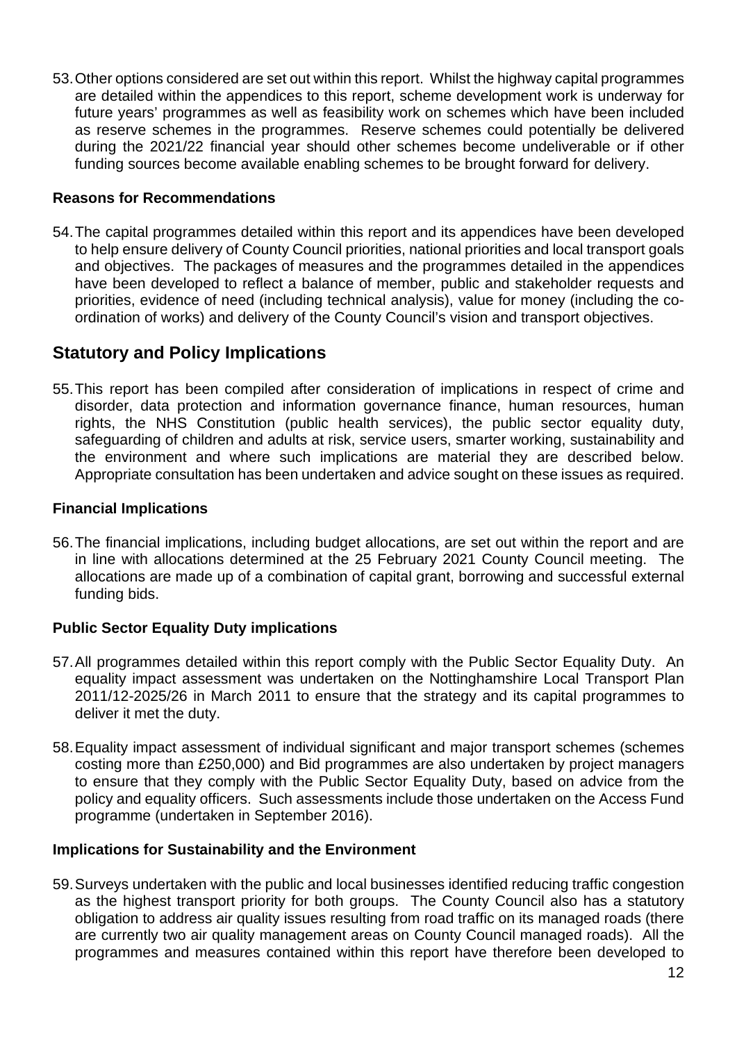53. Other options considered are set out within this report. Whilst the highway capital programmes are detailed within the appendices to this report, scheme development work is underway for future years' programmes as well as feasibility work on schemes which have been included as reserve schemes in the programmes. Reserve schemes could potentially be delivered during the 2021/22 financial year should other schemes become undeliverable or if other funding sources become available enabling schemes to be brought forward for delivery.

**Reasons for Recommendations**

54. The capital programmes detailed within this report and its appendices have been developed to help ensure delivery of County Council priorities, national priorities and local transport goals and objectives. The packages of measures and the programmes detailed in the appendices have been developed to reflect a balance of member, public and stakeholder requests and priorities, evidence of need (including technical analysis), value for money (including the co-ordination of works) and delivery of the County Council's vision and transport objectives.

## Statutory and Policy Implications

55. This report has been compiled after consideration of implications in respect of crime and disorder, data protection and information governance finance, human resources, human rights, the NHS Constitution (public health services), the public sector equality duty, safeguarding of children and adults at risk, service users, smarter working, sustainability and the environment and where such implications are material they are described below. Appropriate consultation has been undertaken and advice sought on these issues as required.

**Financial Implications**

56. The financial implications, including budget allocations, are set out within the report and are in line with allocations determined at the 25 February 2021 County Council meeting. The allocations are made up of a combination of capital grant, borrowing and successful external funding bids.

**Public Sector Equality Duty implications**

57. All programmes detailed within this report comply with the Public Sector Equality Duty. An equality impact assessment was undertaken on the Nottinghamshire Local Transport Plan 2011/12-2025/26 in March 2011 to ensure that the strategy and its capital programmes to deliver it met the duty.

58. Equality impact assessment of individual significant and major transport schemes (schemes costing more than £250,000) and Bid programmes are also undertaken by project managers to ensure that they comply with the Public Sector Equality Duty, based on advice from the policy and equality officers. Such assessments include those undertaken on the Access Fund programme (undertaken in September 2016).

**Implications for Sustainability and the Environment**

59. Surveys undertaken with the public and local businesses identified reducing traffic congestion as the highest transport priority for both groups. The County Council also has a statutory obligation to address air quality issues resulting from road traffic on its managed roads (there are currently two air quality management areas on County Council managed roads). All the programmes and measures contained within this report have therefore been developed to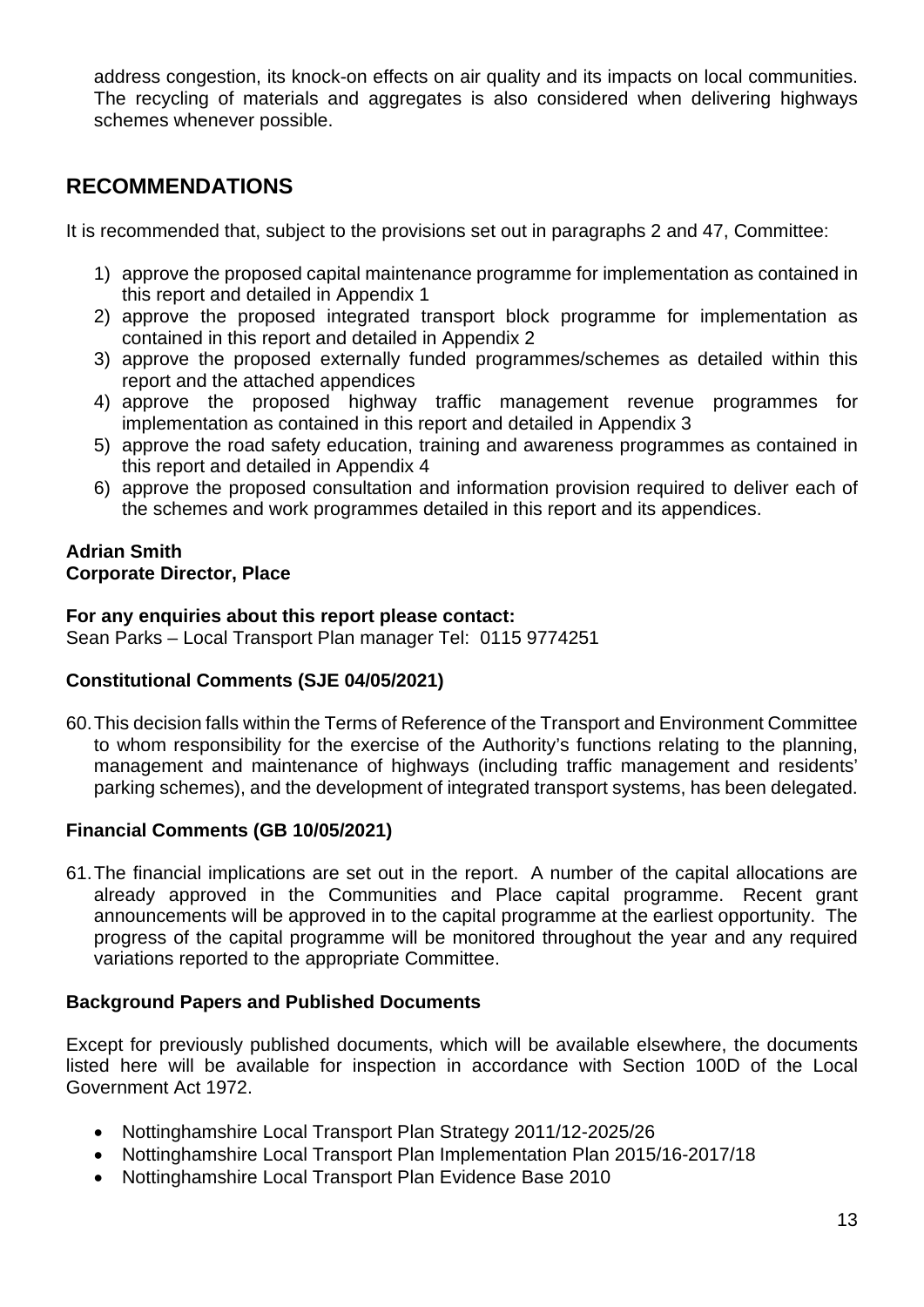address congestion, its knock-on effects on air quality and its impacts on local communities. The recycling of materials and aggregates is also considered when delivering highways schemes whenever possible.

## RECOMMENDATIONS

It is recommended that, subject to the provisions set out in paragraphs 2 and 47, Committee:

1) approve the proposed capital maintenance programme for implementation as contained in this report and detailed in Appendix 1
2) approve the proposed integrated transport block programme for implementation as contained in this report and detailed in Appendix 2
3) approve the proposed externally funded programmes/schemes as detailed within this report and the attached appendices
4) approve the proposed highway traffic management revenue programmes for implementation as contained in this report and detailed in Appendix 3
5) approve the road safety education, training and awareness programmes as contained in this report and detailed in Appendix 4
6) approve the proposed consultation and information provision required to deliver each of the schemes and work programmes detailed in this report and its appendices.

**Adrian Smith**
**Corporate Director, Place**

**For any enquiries about this report please contact:**
Sean Parks – Local Transport Plan manager Tel: 0115 9774251

**Constitutional Comments (SJE 04/05/2021)**

60. This decision falls within the Terms of Reference of the Transport and Environment Committee to whom responsibility for the exercise of the Authority's functions relating to the planning, management and maintenance of highways (including traffic management and residents' parking schemes), and the development of integrated transport systems, has been delegated.

**Financial Comments (GB 10/05/2021)**

61. The financial implications are set out in the report. A number of the capital allocations are already approved in the Communities and Place capital programme. Recent grant announcements will be approved in to the capital programme at the earliest opportunity. The progress of the capital programme will be monitored throughout the year and any required variations reported to the appropriate Committee.

**Background Papers and Published Documents**

Except for previously published documents, which will be available elsewhere, the documents listed here will be available for inspection in accordance with Section 100D of the Local Government Act 1972.

- Nottinghamshire Local Transport Plan Strategy 2011/12-2025/26
- Nottinghamshire Local Transport Plan Implementation Plan 2015/16-2017/18
- Nottinghamshire Local Transport Plan Evidence Base 2010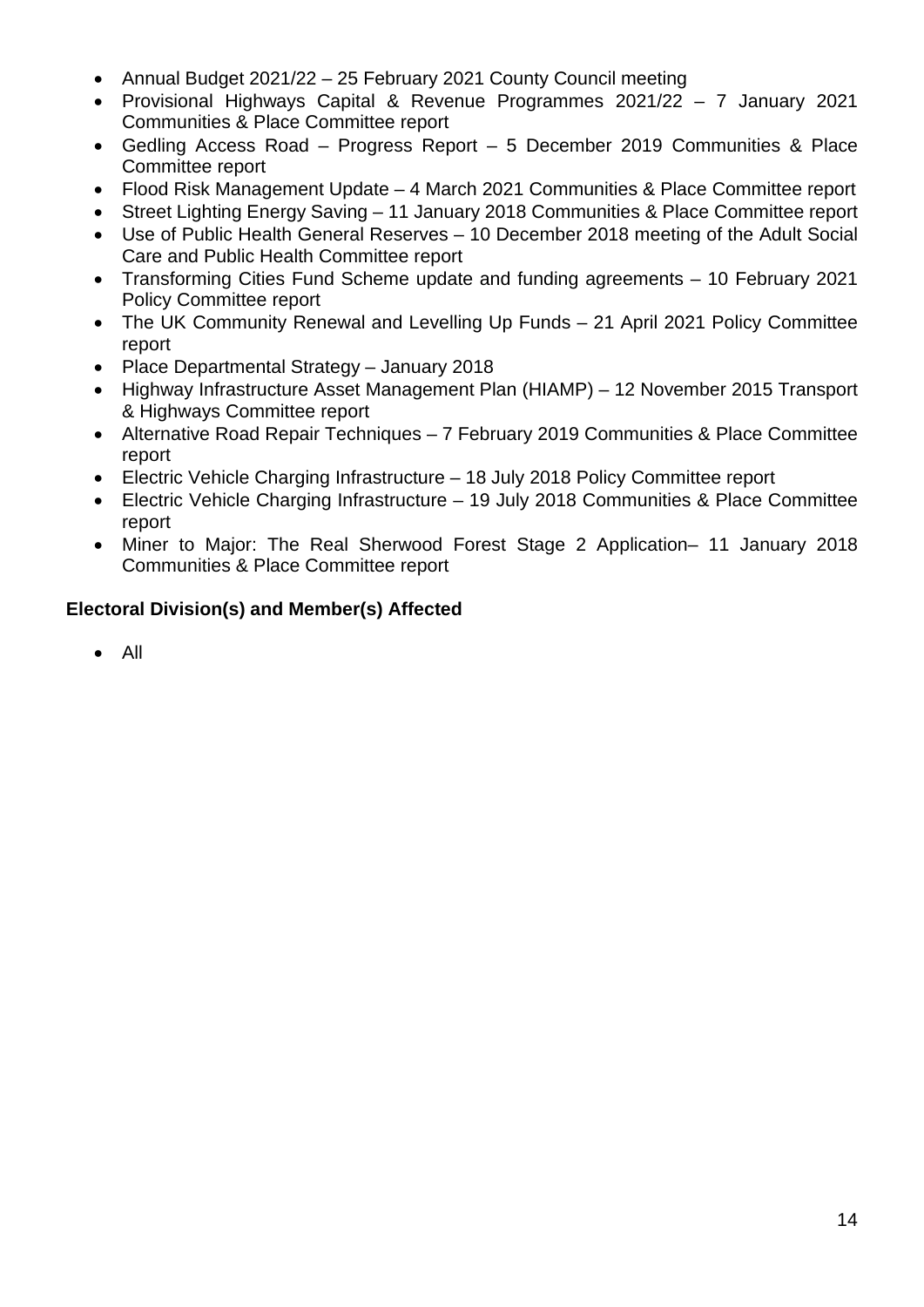- Annual Budget 2021/22 – 25 February 2021 County Council meeting
- Provisional Highways Capital & Revenue Programmes 2021/22 – 7 January 2021 Communities & Place Committee report
- Gedling Access Road – Progress Report – 5 December 2019 Communities & Place Committee report
- Flood Risk Management Update – 4 March 2021 Communities & Place Committee report
- Street Lighting Energy Saving – 11 January 2018 Communities & Place Committee report
- Use of Public Health General Reserves – 10 December 2018 meeting of the Adult Social Care and Public Health Committee report
- Transforming Cities Fund Scheme update and funding agreements – 10 February 2021 Policy Committee report
- The UK Community Renewal and Levelling Up Funds – 21 April 2021 Policy Committee report
- Place Departmental Strategy – January 2018
- Highway Infrastructure Asset Management Plan (HIAMP) – 12 November 2015 Transport & Highways Committee report
- Alternative Road Repair Techniques – 7 February 2019 Communities & Place Committee report
- Electric Vehicle Charging Infrastructure – 18 July 2018 Policy Committee report
- Electric Vehicle Charging Infrastructure – 19 July 2018 Communities & Place Committee report
- Miner to Major: The Real Sherwood Forest Stage 2 Application– 11 January 2018 Communities & Place Committee report

**Electoral Division(s) and Member(s) Affected**

- All